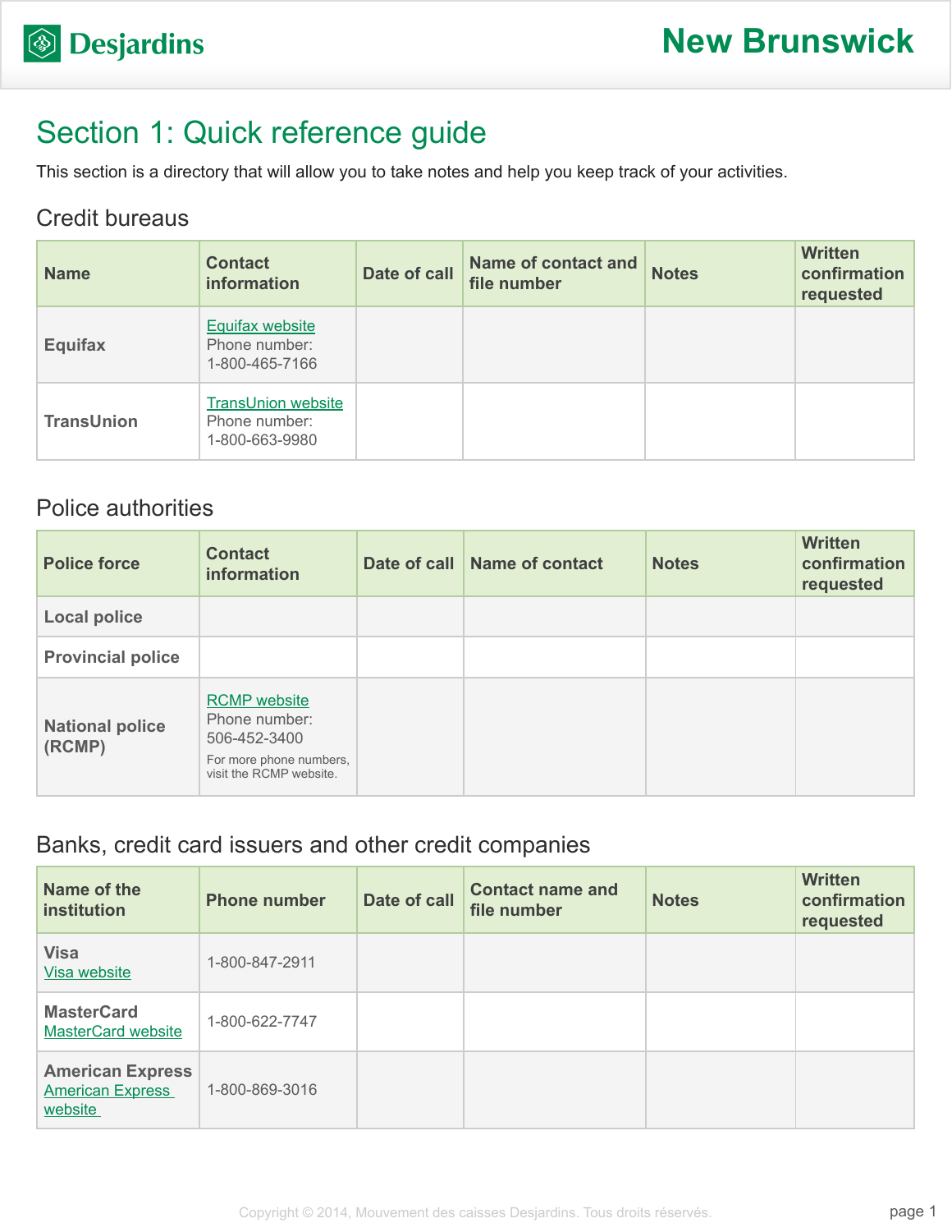# Section 1: Quick reference guide

This section is a directory that will allow you to take notes and help you keep track of your activities.

## Credit bureaus

| Name | Contact information | Date of call | Name of contact and file number | Notes | Written confirmation requested |
|---|---|---|---|---|---|
| **Equifax** | Equifax website<br>Phone number:<br>1-800-465-7166 | | | | |
| **TransUnion** | TransUnion website<br>Phone number:<br>1-800-663-9980 | | | | |

## Police authorities

| Police force | Contact information | Date of call | Name of contact | Notes | Written confirmation requested |
|---|---|---|---|---|---|
| **Local police** | | | | | |
| **Provincial police** | | | | | |
| **National police (RCMP)** | RCMP website<br>Phone number:<br>506-452-3400<br>For more phone numbers, visit the RCMP website. | | | | |

## Banks, credit card issuers and other credit companies

| Name of the institution | Phone number | Date of call | Contact name and file number | Notes | Written confirmation requested |
|---|---|---|---|---|---|
| **Visa**<br>Visa website | 1-800-847-2911 | | | | |
| **MasterCard**<br>MasterCard website | 1-800-622-7747 | | | | |
| **American Express**<br>American Express website | 1-800-869-3016 | | | | |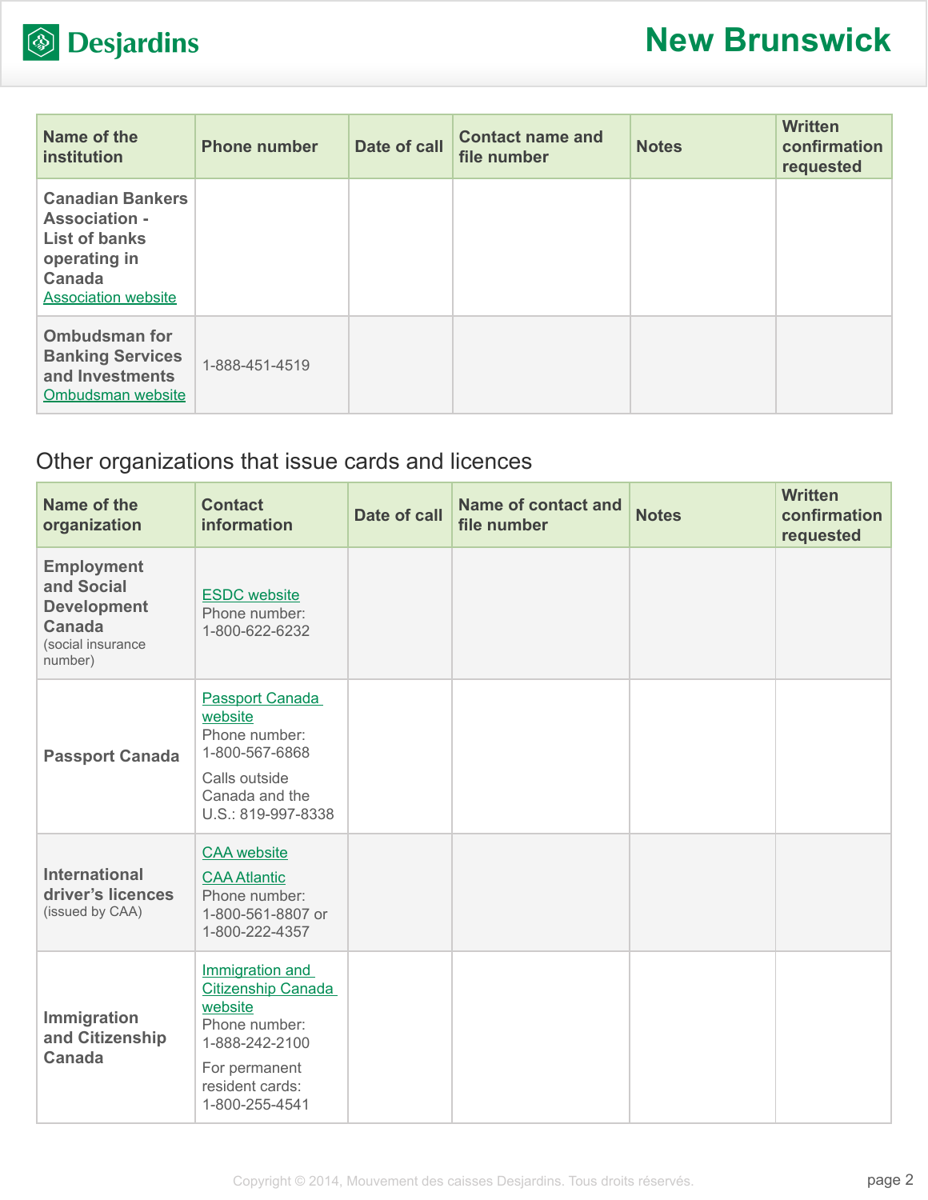| Name of the institution | Phone number | Date of call | Contact name and file number | Notes | Written confirmation requested |
|---|---|---|---|---|---|
| **Canadian Bankers Association - List of banks operating in Canada** Association website | | | | | |
| **Ombudsman for Banking Services and Investments** Ombudsman website | 1-888-451-4519 | | | | |

## Other organizations that issue cards and licences

| Name of the organization | Contact information | Date of call | Name of contact and file number | Notes | Written confirmation requested |
|---|---|---|---|---|---|
| **Employment and Social Development Canada** (social insurance number) | ESDC website Phone number: 1-800-622-6232 | | | | |
| **Passport Canada** | Passport Canada website Phone number: 1-800-567-6868 Calls outside Canada and the U.S.: 819-997-8338 | | | | |
| **International driver's licences** (issued by CAA) | CAA website CAA Atlantic Phone number: 1-800-561-8807 or 1-800-222-4357 | | | | |
| **Immigration and Citizenship Canada** | Immigration and Citizenship Canada website Phone number: 1-888-242-2100 For permanent resident cards: 1-800-255-4541 | | | | |

Copyright © 2014, Mouvement des caisses Desjardins. Tous droits réservés.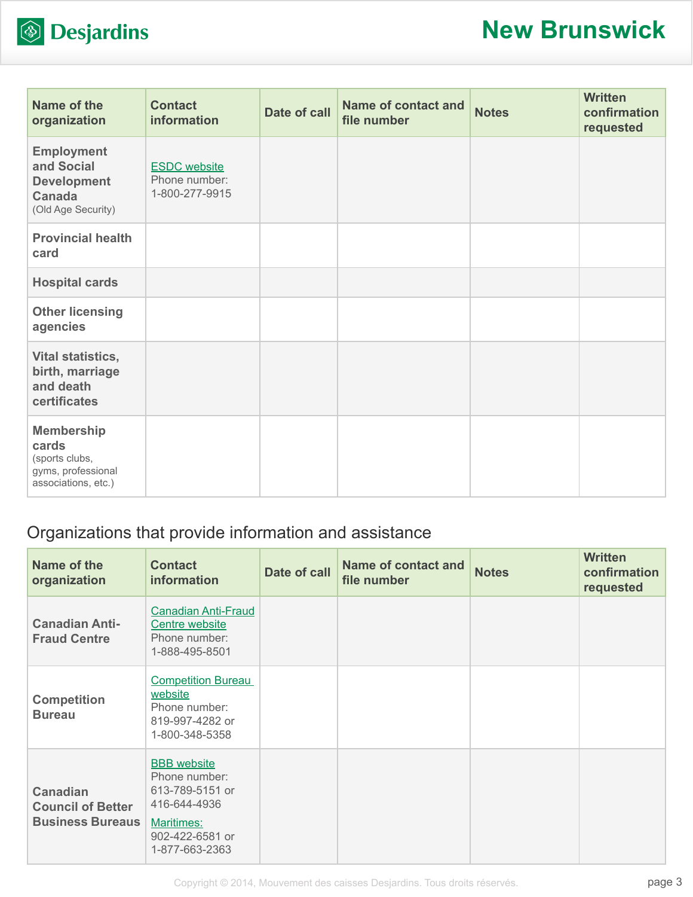| Name of the organization | Contact information | Date of call | Name of contact and file number | Notes | Written confirmation requested |
|---|---|---|---|---|---|
| **Employment and Social Development Canada** (Old Age Security) | ESDC website<br>Phone number:<br>1-800-277-9915 | | | | |
| **Provincial health card** | | | | | |
| **Hospital cards** | | | | | |
| **Other licensing agencies** | | | | | |
| **Vital statistics, birth, marriage and death certificates** | | | | | |
| **Membership cards** (sports clubs, gyms, professional associations, etc.) | | | | | |

## Organizations that provide information and assistance

| Name of the organization | Contact information | Date of call | Name of contact and file number | Notes | Written confirmation requested |
|---|---|---|---|---|---|
| **Canadian Anti-Fraud Centre** | Canadian Anti-Fraud Centre website<br>Phone number:<br>1-888-495-8501 | | | | |
| **Competition Bureau** | Competition Bureau website<br>Phone number:<br>819-997-4282 or<br>1-800-348-5358 | | | | |
| **Canadian Council of Better Business Bureaus** | BBB website<br>Phone number:<br>613-789-5151 or<br>416-644-4936<br>Maritimes:<br>902-422-6581 or<br>1-877-663-2363 | | | | |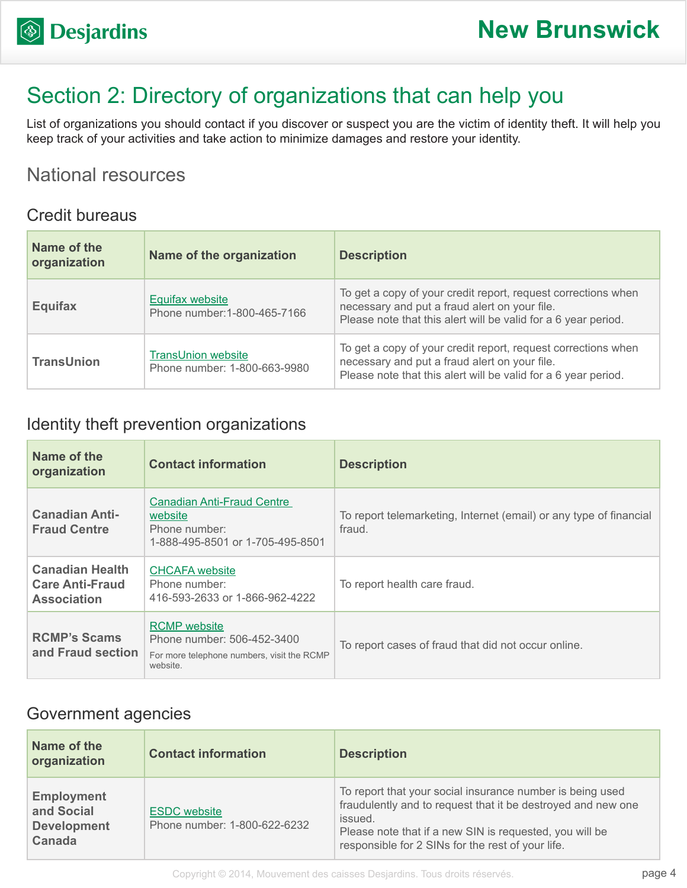# Section 2: Directory of organizations that can help you

List of organizations you should contact if you discover or suspect you are the victim of identity theft. It will help you keep track of your activities and take action to minimize damages and restore your identity.

## National resources

### Credit bureaus

| Name of the organization | Name of the organization | Description |
| --- | --- | --- |
| **Equifax** | Equifax website<br>Phone number:1-800-465-7166 | To get a copy of your credit report, request corrections when necessary and put a fraud alert on your file.<br>Please note that this alert will be valid for a 6 year period. |
| **TransUnion** | TransUnion website<br>Phone number: 1-800-663-9980 | To get a copy of your credit report, request corrections when necessary and put a fraud alert on your file.<br>Please note that this alert will be valid for a 6 year period. |

### Identity theft prevention organizations

| Name of the organization | Contact information | Description |
| --- | --- | --- |
| **Canadian Anti-Fraud Centre** | Canadian Anti-Fraud Centre website<br>Phone number:<br>1-888-495-8501 or 1-705-495-8501 | To report telemarketing, Internet (email) or any type of financial fraud. |
| **Canadian Health Care Anti-Fraud Association** | CHCAFA website<br>Phone number:<br>416-593-2633 or 1-866-962-4222 | To report health care fraud. |
| **RCMP's Scams and Fraud section** | RCMP website<br>Phone number: 506-452-3400<br>For more telephone numbers, visit the RCMP website. | To report cases of fraud that did not occur online. |

### Government agencies

| Name of the organization | Contact information | Description |
| --- | --- | --- |
| **Employment and Social Development Canada** | ESDC website<br>Phone number: 1-800-622-6232 | To report that your social insurance number is being used fraudulently and to request that it be destroyed and new one issued.<br>Please note that if a new SIN is requested, you will be responsible for 2 SINs for the rest of your life. |

Copyright © 2014, Mouvement des caisses Desjardins. Tous droits réservés.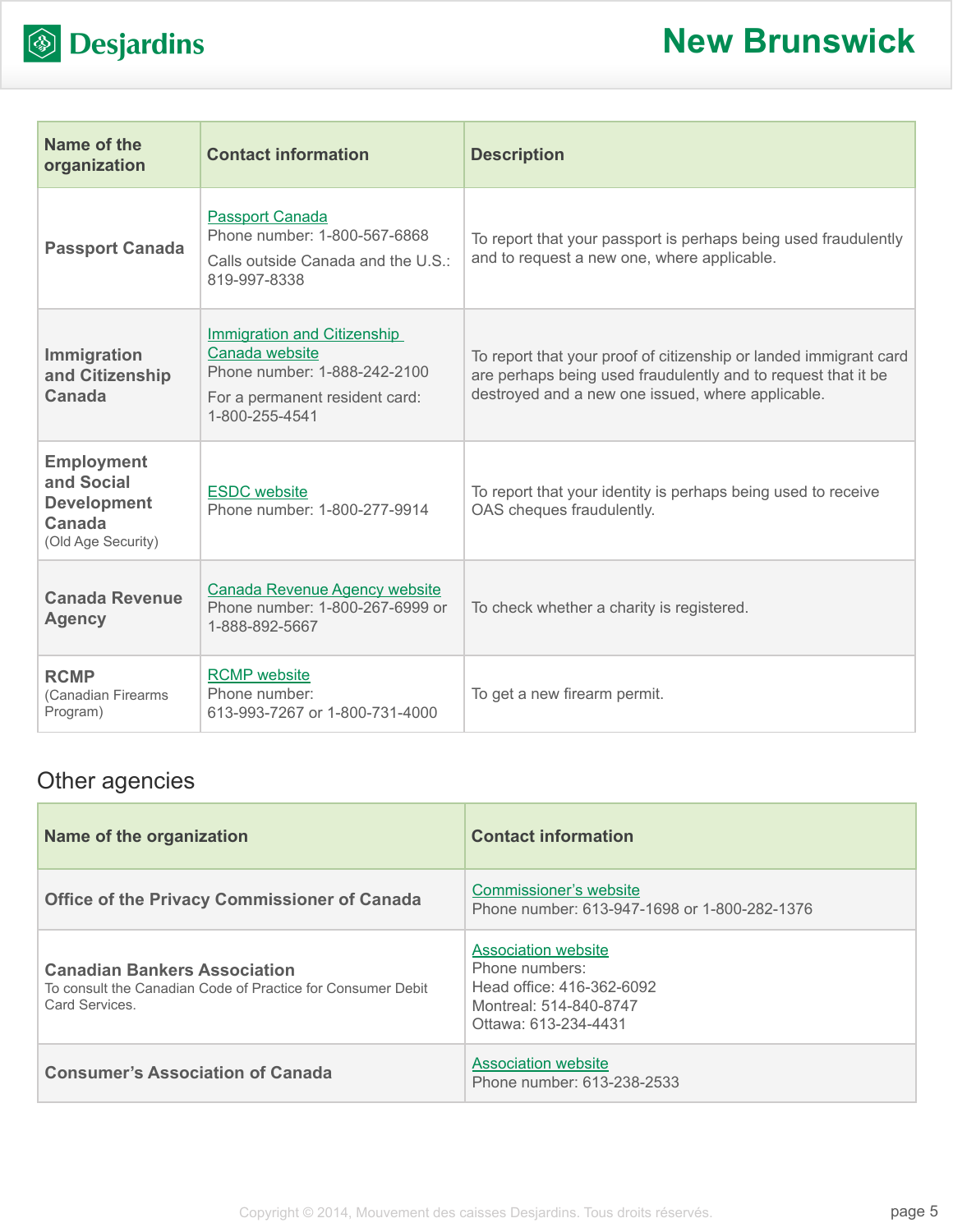| Name of the organization | Contact information | Description |
|---|---|---|
| **Passport Canada** | Passport Canada<br>Phone number: 1-800-567-6868<br>Calls outside Canada and the U.S.: 819-997-8338 | To report that your passport is perhaps being used fraudulently and to request a new one, where applicable. |
| **Immigration and Citizenship Canada** | Immigration and Citizenship Canada website<br>Phone number: 1-888-242-2100<br>For a permanent resident card: 1-800-255-4541 | To report that your proof of citizenship or landed immigrant card are perhaps being used fraudulently and to request that it be destroyed and a new one issued, where applicable. |
| **Employment and Social Development Canada** (Old Age Security) | ESDC website<br>Phone number: 1-800-277-9914 | To report that your identity is perhaps being used to receive OAS cheques fraudulently. |
| **Canada Revenue Agency** | Canada Revenue Agency website<br>Phone number: 1-800-267-6999 or 1-888-892-5667 | To check whether a charity is registered. |
| **RCMP** (Canadian Firearms Program) | RCMP website<br>Phone number:<br>613-993-7267 or 1-800-731-4000 | To get a new firearm permit. |

## Other agencies

| Name of the organization | Contact information |
|---|---|
| **Office of the Privacy Commissioner of Canada** | Commissioner's website<br>Phone number: 613-947-1698 or 1-800-282-1376 |
| **Canadian Bankers Association**<br>To consult the Canadian Code of Practice for Consumer Debit Card Services. | Association website<br>Phone numbers:<br>Head office: 416-362-6092<br>Montreal: 514-840-8747<br>Ottawa: 613-234-4431 |
| **Consumer's Association of Canada** | Association website<br>Phone number: 613-238-2533 |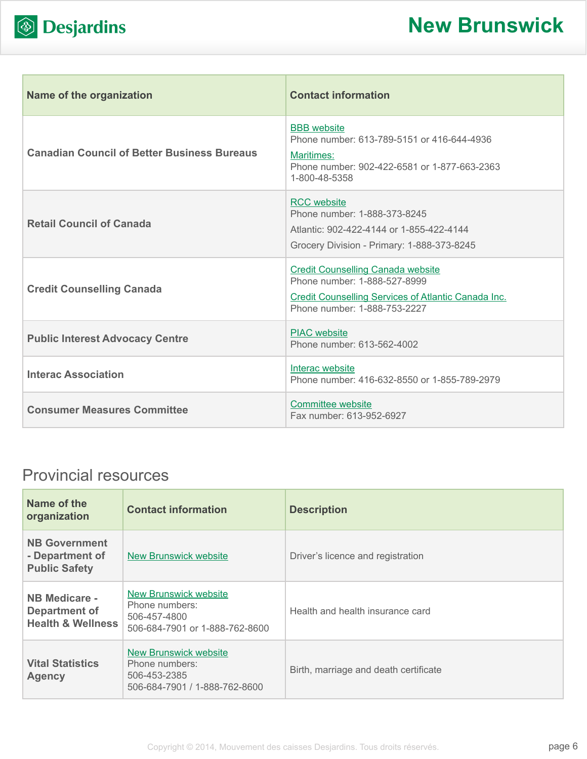| Name of the organization | Contact information |
|---|---|
| Canadian Council of Better Business Bureaus | BBB website<br>Phone number: 613-789-5151 or 416-644-4936<br>Maritimes:<br>Phone number: 902-422-6581 or 1-877-663-2363<br>1-800-48-5358 |
| Retail Council of Canada | RCC website<br>Phone number: 1-888-373-8245<br>Atlantic: 902-422-4144 or 1-855-422-4144<br>Grocery Division - Primary: 1-888-373-8245 |
| Credit Counselling Canada | Credit Counselling Canada website<br>Phone number: 1-888-527-8999<br>Credit Counselling Services of Atlantic Canada Inc.<br>Phone number: 1-888-753-2227 |
| Public Interest Advocacy Centre | PIAC website<br>Phone number: 613-562-4002 |
| Interac Association | Interac website<br>Phone number: 416-632-8550 or 1-855-789-2979 |
| Consumer Measures Committee | Committee website<br>Fax number: 613-952-6927 |

## Provincial resources

| Name of the organization | Contact information | Description |
|---|---|---|
| NB Government - Department of Public Safety | New Brunswick website | Driver’s licence and registration |
| NB Medicare - Department of Health & Wellness | New Brunswick website<br>Phone numbers:<br>506-457-4800<br>506-684-7901 or 1-888-762-8600 | Health and health insurance card |
| Vital Statistics Agency | New Brunswick website<br>Phone numbers:<br>506-453-2385<br>506-684-7901 / 1-888-762-8600 | Birth, marriage and death certificate |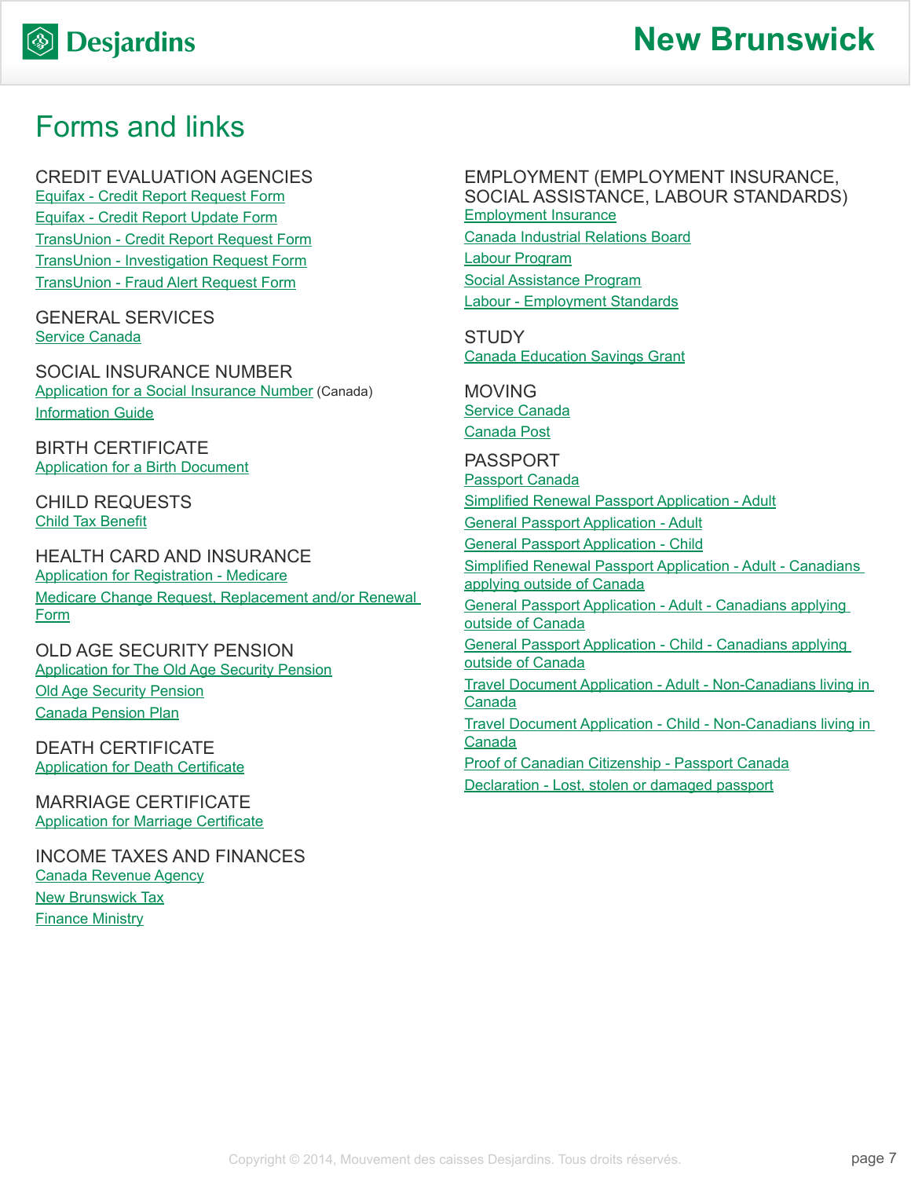# Forms and links

## CREDIT EVALUATION AGENCIES

Equifax - Credit Report Request Form

Equifax - Credit Report Update Form

TransUnion - Credit Report Request Form

TransUnion - Investigation Request Form

TransUnion - Fraud Alert Request Form

## GENERAL SERVICES

Service Canada

## SOCIAL INSURANCE NUMBER

Application for a Social Insurance Number (Canada)

Information Guide

## BIRTH CERTIFICATE

Application for a Birth Document

## CHILD REQUESTS

Child Tax Benefit

## HEALTH CARD AND INSURANCE

Application for Registration - Medicare

Medicare Change Request, Replacement and/or Renewal Form

## OLD AGE SECURITY PENSION

Application for The Old Age Security Pension

Old Age Security Pension

Canada Pension Plan

## DEATH CERTIFICATE

Application for Death Certificate

## MARRIAGE CERTIFICATE

Application for Marriage Certificate

## INCOME TAXES AND FINANCES

Canada Revenue Agency

New Brunswick Tax

Finance Ministry

## EMPLOYMENT (EMPLOYMENT INSURANCE, SOCIAL ASSISTANCE, LABOUR STANDARDS)

Employment Insurance

Canada Industrial Relations Board

Labour Program

Social Assistance Program

Labour - Employment Standards

## STUDY

Canada Education Savings Grant

## MOVING

Service Canada

Canada Post

## PASSPORT

Passport Canada

Simplified Renewal Passport Application - Adult

General Passport Application - Adult

General Passport Application - Child

Simplified Renewal Passport Application - Adult - Canadians applying outside of Canada

General Passport Application - Adult - Canadians applying outside of Canada

General Passport Application - Child - Canadians applying outside of Canada

Travel Document Application - Adult - Non-Canadians living in Canada

Travel Document Application - Child - Non-Canadians living in Canada

Proof of Canadian Citizenship - Passport Canada

Declaration - Lost, stolen or damaged passport